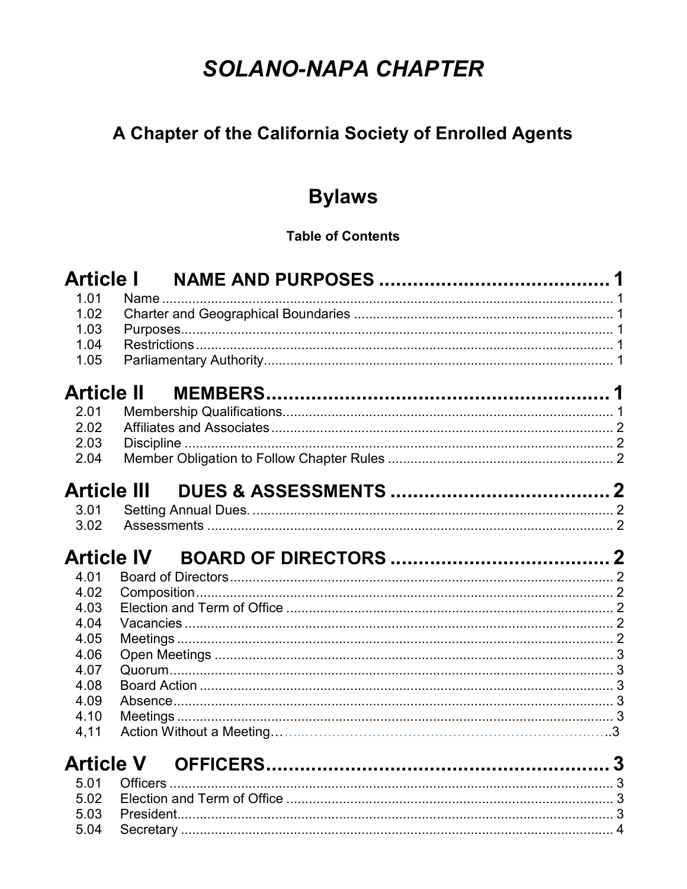# *SOLANO-NAPA CHAPTER*

## A Chapter of the California Society of Enrolled Agents

## Bylaws

**Table of Contents**

**Article I NAME AND PURPOSES .......................................... 1**

1.01 Name .......................................................................................................... 1
1.02 Charter and Geographical Boundaries ...................................................... 1
1.03 Purposes..................................................................................................... 1
1.04 Restrictions ................................................................................................ 1
1.05 Parliamentary Authority.............................................................................. 1

**Article II MEMBERS............................................................. 1**

2.01 Membership Qualifications.......................................................................... 1
2.02 Affiliates and Associates ............................................................................ 2
2.03 Discipline ................................................................................................... 2
2.04 Member Obligation to Follow Chapter Rules ............................................. 2

**Article III DUES & ASSESSMENTS ....................................... 2**

3.01 Setting Annual Dues. .................................................................................. 2
3.02 Assessments ............................................................................................. 2

**Article IV BOARD OF DIRECTORS ....................................... 2**

4.01 Board of Directors ...................................................................................... 2
4.02 Composition ............................................................................................... 2
4.03 Election and Term of Office ....................................................................... 2
4.04 Vacancies .................................................................................................. 2
4.05 Meetings .................................................................................................... 2
4.06 Open Meetings ........................................................................................... 3
4.07 Quorum....................................................................................................... 3
4.08 Board Action .............................................................................................. 3
4.09 Absence...................................................................................................... 3
4.10 Meetings ..................................................................................................... 3
4,11 Action Without a Meeting……...………………………………………………………..3

**Article V OFFICERS............................................................ 3**

5.01 Officers ....................................................................................................... 3
5.02 Election and Term of Office ....................................................................... 3
5.03 President..................................................................................................... 3
5.04 Secretary .................................................................................................... 4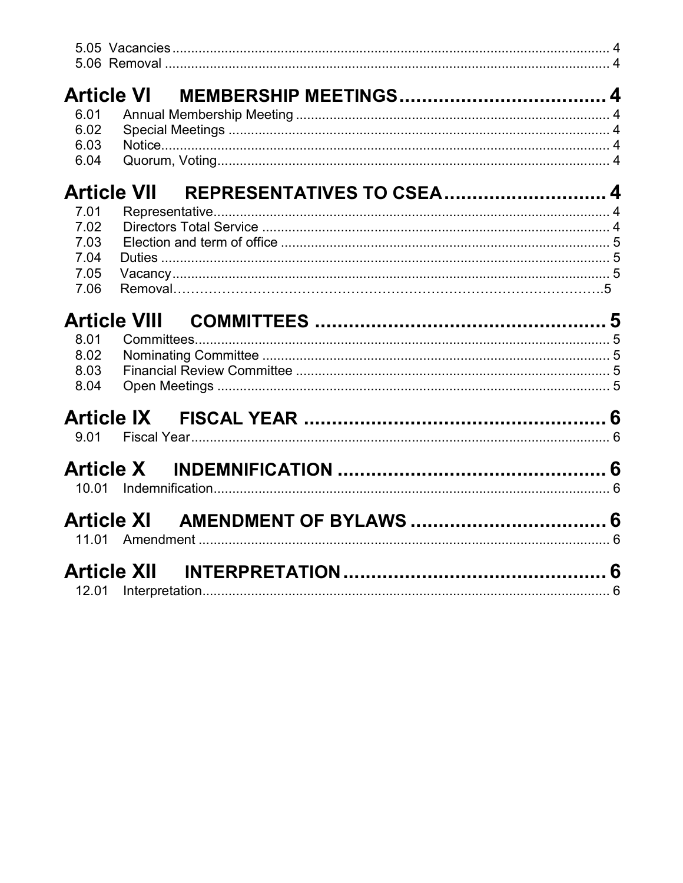5.05 Vacancies ........................................................................................................ 4
5.06 Removal ......................................................................................................... 4

## Article VI MEMBERSHIP MEETINGS ..................................... 4

6.01 Annual Membership Meeting ........................................................................ 4
6.02 Special Meetings .......................................................................................... 4
6.03 Notice ............................................................................................................ 4
6.04 Quorum, Voting ............................................................................................. 4

## Article VII REPRESENTATIVES TO CSEA ............................. 4

7.01 Representative .............................................................................................. 4
7.02 Directors Total Service ................................................................................. 4
7.03 Election and term of office ........................................................................... 5
7.04 Duties ............................................................................................................ 5
7.05 Vacancy ......................................................................................................... 5
7.06 Removal……………………………………………………………………………….5

## Article VIII COMMITTEES .................................................... 5

8.01 Committees .................................................................................................... 5
8.02 Nominating Committee ................................................................................. 5
8.03 Financial Review Committee ........................................................................ 5
8.04 Open Meetings .............................................................................................. 5

## Article IX FISCAL YEAR ....................................................... 6

9.01 Fiscal Year ..................................................................................................... 6

## Article X INDEMNIFICATION ................................................ 6

10.01 Indemnification ............................................................................................. 6

## Article XI AMENDMENT OF BYLAWS ................................... 6

11.01 Amendment .................................................................................................. 6

## Article XII INTERPRETATION ............................................... 6

12.01 Interpretation ................................................................................................. 6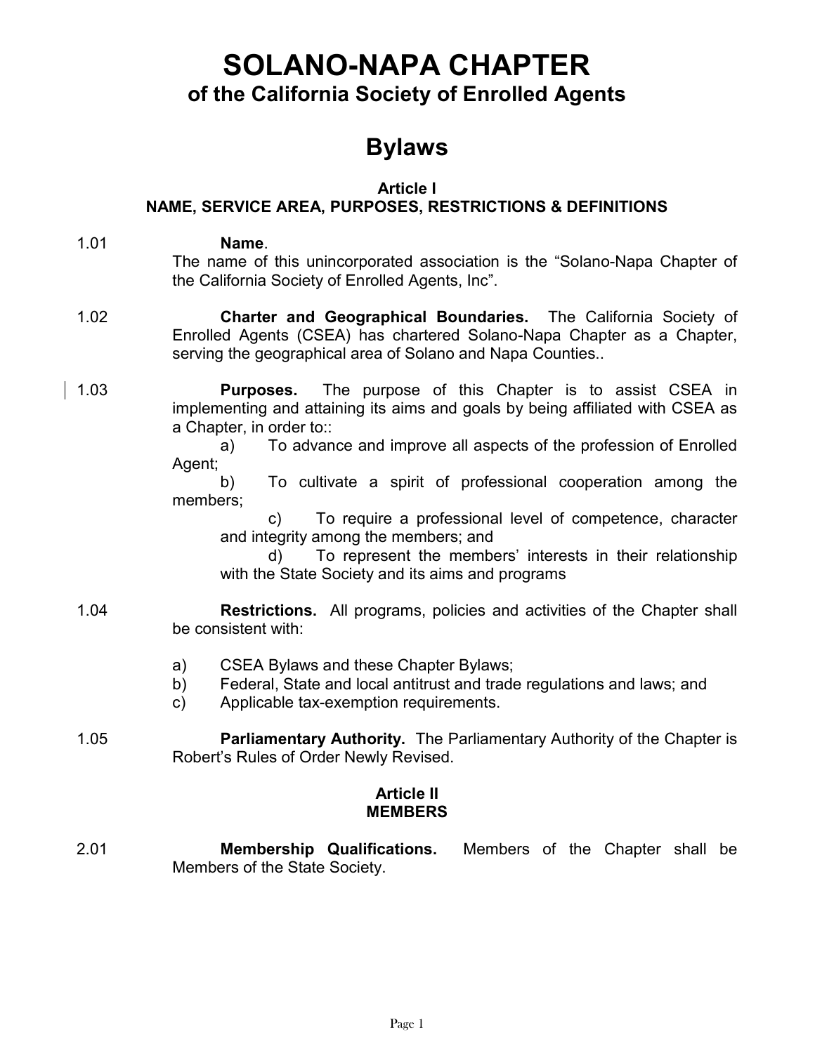# SOLANO-NAPA CHAPTER

## of the California Society of Enrolled Agents

# Bylaws

### Article I
### NAME, SERVICE AREA, PURPOSES, RESTRICTIONS & DEFINITIONS

1.01 **Name**.
The name of this unincorporated association is the "Solano-Napa Chapter of the California Society of Enrolled Agents, Inc".

1.02 **Charter and Geographical Boundaries.** The California Society of Enrolled Agents (CSEA) has chartered Solano-Napa Chapter as a Chapter, serving the geographical area of Solano and Napa Counties..

1.03 **Purposes.** The purpose of this Chapter is to assist CSEA in implementing and attaining its aims and goals by being affiliated with CSEA as a Chapter, in order to::

a) To advance and improve all aspects of the profession of Enrolled Agent;

b) To cultivate a spirit of professional cooperation among the members;

c) To require a professional level of competence, character and integrity among the members; and

d) To represent the members' interests in their relationship with the State Society and its aims and programs

1.04 **Restrictions.** All programs, policies and activities of the Chapter shall be consistent with:

a) CSEA Bylaws and these Chapter Bylaws;
b) Federal, State and local antitrust and trade regulations and laws; and
c) Applicable tax-exemption requirements.

1.05 **Parliamentary Authority.** The Parliamentary Authority of the Chapter is Robert's Rules of Order Newly Revised.

### Article II
### MEMBERS

2.01 **Membership Qualifications.** Members of the Chapter shall be Members of the State Society.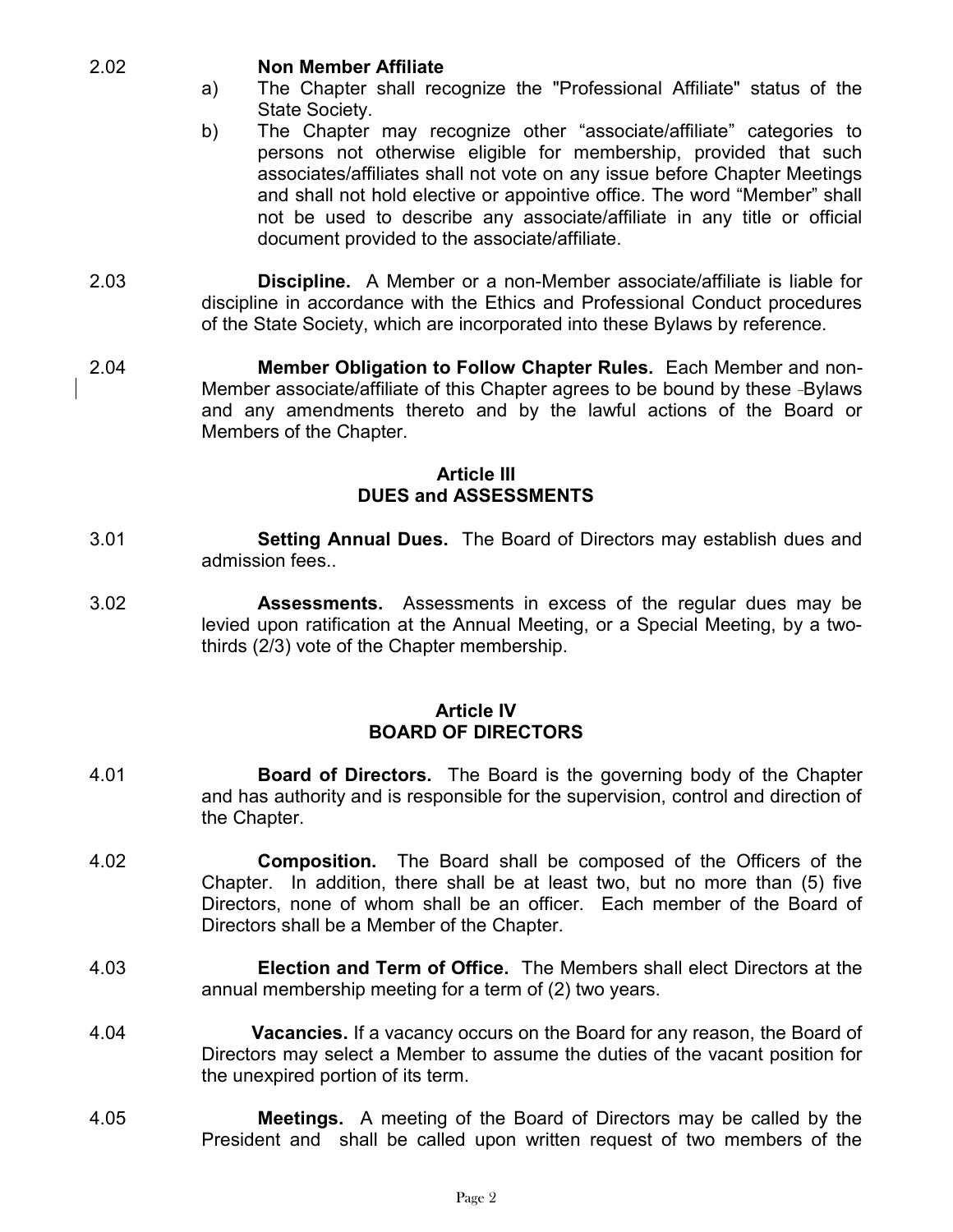2.02 **Non Member Affiliate**

a) The Chapter shall recognize the "Professional Affiliate" status of the State Society.

b) The Chapter may recognize other "associate/affiliate" categories to persons not otherwise eligible for membership, provided that such associates/affiliates shall not vote on any issue before Chapter Meetings and shall not hold elective or appointive office. The word "Member" shall not be used to describe any associate/affiliate in any title or official document provided to the associate/affiliate.

2.03 **Discipline.** A Member or a non-Member associate/affiliate is liable for discipline in accordance with the Ethics and Professional Conduct procedures of the State Society, which are incorporated into these Bylaws by reference.

2.04 **Member Obligation to Follow Chapter Rules.** Each Member and non-Member associate/affiliate of this Chapter agrees to be bound by these Bylaws and any amendments thereto and by the lawful actions of the Board or Members of the Chapter.

## Article III
## DUES and ASSESSMENTS

3.01 **Setting Annual Dues.** The Board of Directors may establish dues and admission fees..

3.02 **Assessments.** Assessments in excess of the regular dues may be levied upon ratification at the Annual Meeting, or a Special Meeting, by a two-thirds (2/3) vote of the Chapter membership.

## Article IV
## BOARD OF DIRECTORS

4.01 **Board of Directors.** The Board is the governing body of the Chapter and has authority and is responsible for the supervision, control and direction of the Chapter.

4.02 **Composition.** The Board shall be composed of the Officers of the Chapter. In addition, there shall be at least two, but no more than (5) five Directors, none of whom shall be an officer. Each member of the Board of Directors shall be a Member of the Chapter.

4.03 **Election and Term of Office.** The Members shall elect Directors at the annual membership meeting for a term of (2) two years.

4.04 **Vacancies.** If a vacancy occurs on the Board for any reason, the Board of Directors may select a Member to assume the duties of the vacant position for the unexpired portion of its term.

4.05 **Meetings.** A meeting of the Board of Directors may be called by the President and shall be called upon written request of two members of the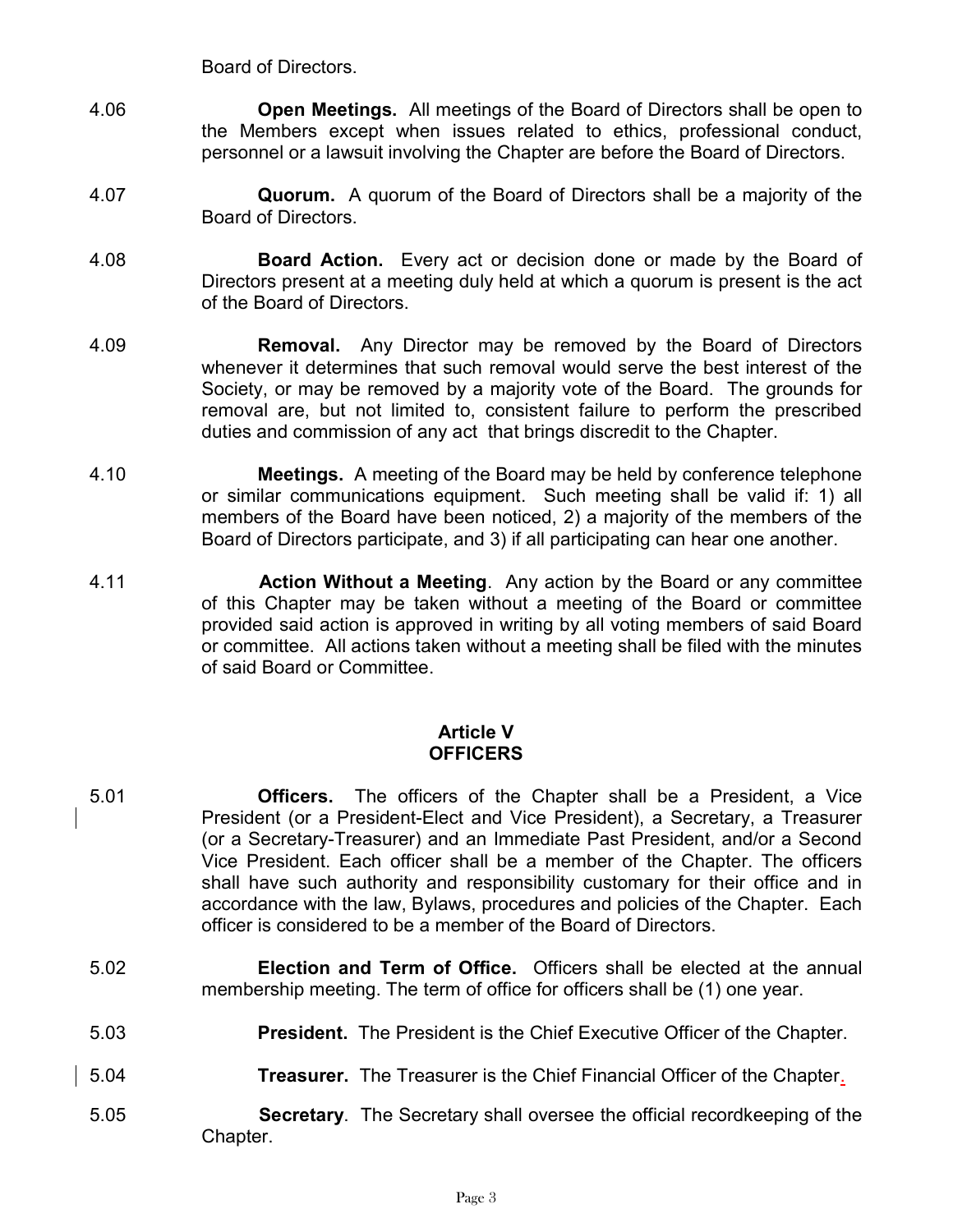Board of Directors.

4.06 **Open Meetings.** All meetings of the Board of Directors shall be open to the Members except when issues related to ethics, professional conduct, personnel or a lawsuit involving the Chapter are before the Board of Directors.

4.07 **Quorum.** A quorum of the Board of Directors shall be a majority of the Board of Directors.

4.08 **Board Action.** Every act or decision done or made by the Board of Directors present at a meeting duly held at which a quorum is present is the act of the Board of Directors.

4.09 **Removal.** Any Director may be removed by the Board of Directors whenever it determines that such removal would serve the best interest of the Society, or may be removed by a majority vote of the Board. The grounds for removal are, but not limited to, consistent failure to perform the prescribed duties and commission of any act that brings discredit to the Chapter.

4.10 **Meetings.** A meeting of the Board may be held by conference telephone or similar communications equipment. Such meeting shall be valid if: 1) all members of the Board have been noticed, 2) a majority of the members of the Board of Directors participate, and 3) if all participating can hear one another.

4.11 **Action Without a Meeting**. Any action by the Board or any committee of this Chapter may be taken without a meeting of the Board or committee provided said action is approved in writing by all voting members of said Board or committee. All actions taken without a meeting shall be filed with the minutes of said Board or Committee.

## Article V
## OFFICERS

5.01 **Officers.** The officers of the Chapter shall be a President, a Vice President (or a President-Elect and Vice President), a Secretary, a Treasurer (or a Secretary-Treasurer) and an Immediate Past President, and/or a Second Vice President. Each officer shall be a member of the Chapter. The officers shall have such authority and responsibility customary for their office and in accordance with the law, Bylaws, procedures and policies of the Chapter. Each officer is considered to be a member of the Board of Directors.

5.02 **Election and Term of Office.** Officers shall be elected at the annual membership meeting. The term of office for officers shall be (1) one year.

5.03 **President.** The President is the Chief Executive Officer of the Chapter.

5.04 **Treasurer.** The Treasurer is the Chief Financial Officer of the Chapter.

5.05 **Secretary**. The Secretary shall oversee the official recordkeeping of the Chapter.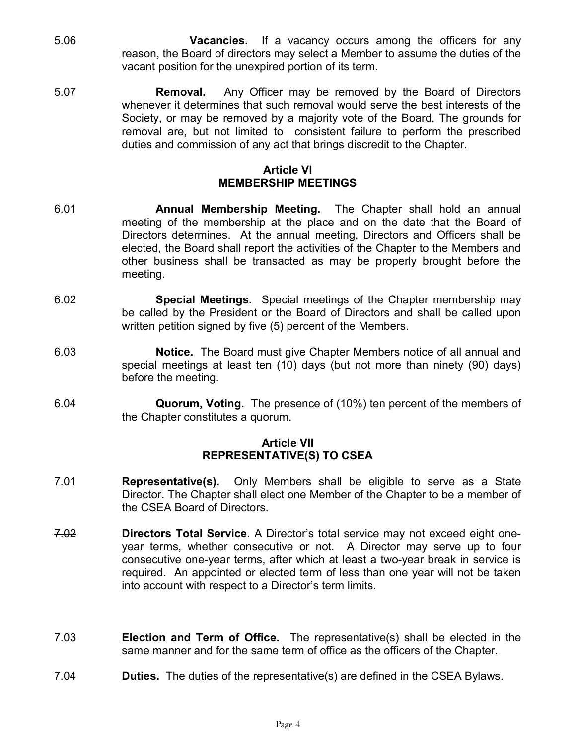5.06 **Vacancies.** If a vacancy occurs among the officers for any reason, the Board of directors may select a Member to assume the duties of the vacant position for the unexpired portion of its term.

5.07 **Removal.** Any Officer may be removed by the Board of Directors whenever it determines that such removal would serve the best interests of the Society, or may be removed by a majority vote of the Board. The grounds for removal are, but not limited to consistent failure to perform the prescribed duties and commission of any act that brings discredit to the Chapter.

## Article VI
## MEMBERSHIP MEETINGS

6.01 **Annual Membership Meeting.** The Chapter shall hold an annual meeting of the membership at the place and on the date that the Board of Directors determines. At the annual meeting, Directors and Officers shall be elected, the Board shall report the activities of the Chapter to the Members and other business shall be transacted as may be properly brought before the meeting.

6.02 **Special Meetings.** Special meetings of the Chapter membership may be called by the President or the Board of Directors and shall be called upon written petition signed by five (5) percent of the Members.

6.03 **Notice.** The Board must give Chapter Members notice of all annual and special meetings at least ten (10) days (but not more than ninety (90) days) before the meeting.

6.04 **Quorum, Voting.** The presence of (10%) ten percent of the members of the Chapter constitutes a quorum.

## Article VII
## REPRESENTATIVE(S) TO CSEA

7.01 **Representative(s).** Only Members shall be eligible to serve as a State Director. The Chapter shall elect one Member of the Chapter to be a member of the CSEA Board of Directors.

~~7.02~~ **Directors Total Service.** A Director's total service may not exceed eight one-year terms, whether consecutive or not. A Director may serve up to four consecutive one-year terms, after which at least a two-year break in service is required. An appointed or elected term of less than one year will not be taken into account with respect to a Director's term limits.

7.03 **Election and Term of Office.** The representative(s) shall be elected in the same manner and for the same term of office as the officers of the Chapter.

7.04 **Duties.** The duties of the representative(s) are defined in the CSEA Bylaws.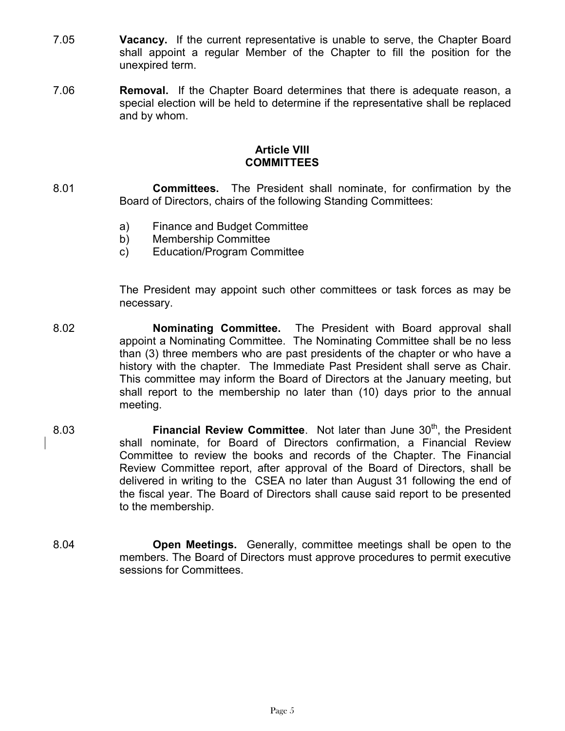7.05 **Vacancy.** If the current representative is unable to serve, the Chapter Board shall appoint a regular Member of the Chapter to fill the position for the unexpired term.

7.06 **Removal.** If the Chapter Board determines that there is adequate reason, a special election will be held to determine if the representative shall be replaced and by whom.

## Article VIII
## COMMITTEES

8.01 **Committees.** The President shall nominate, for confirmation by the Board of Directors, chairs of the following Standing Committees:

a) Finance and Budget Committee
b) Membership Committee
c) Education/Program Committee

The President may appoint such other committees or task forces as may be necessary.

8.02 **Nominating Committee.** The President with Board approval shall appoint a Nominating Committee. The Nominating Committee shall be no less than (3) three members who are past presidents of the chapter or who have a history with the chapter. The Immediate Past President shall serve as Chair. This committee may inform the Board of Directors at the January meeting, but shall report to the membership no later than (10) days prior to the annual meeting.

8.03 **Financial Review Committee**. Not later than June 30th, the President shall nominate, for Board of Directors confirmation, a Financial Review Committee to review the books and records of the Chapter. The Financial Review Committee report, after approval of the Board of Directors, shall be delivered in writing to the CSEA no later than August 31 following the end of the fiscal year. The Board of Directors shall cause said report to be presented to the membership.

8.04 **Open Meetings.** Generally, committee meetings shall be open to the members. The Board of Directors must approve procedures to permit executive sessions for Committees.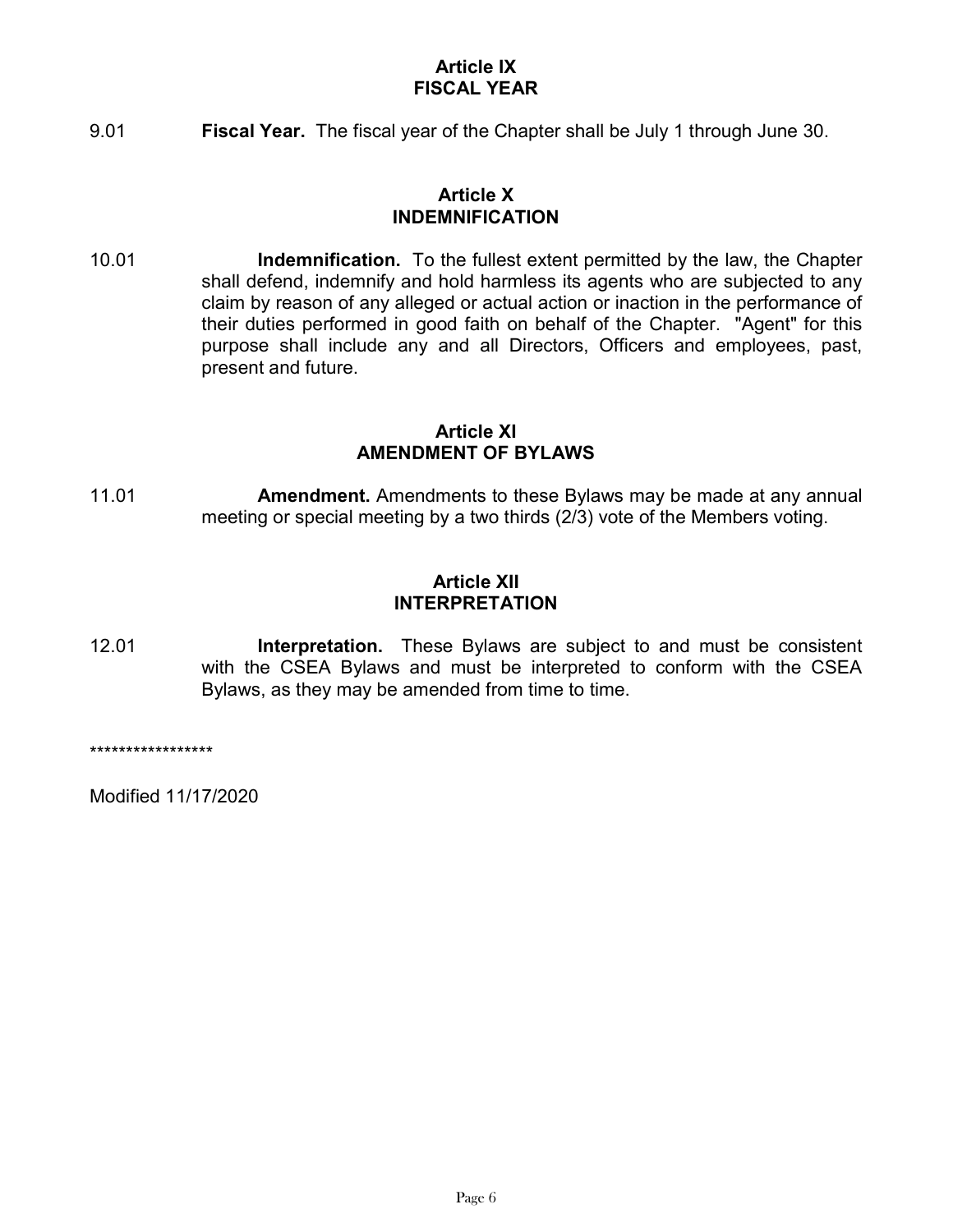## Article IX
## FISCAL YEAR

9.01 **Fiscal Year.** The fiscal year of the Chapter shall be July 1 through June 30.

## Article X
## INDEMNIFICATION

10.01 **Indemnification.** To the fullest extent permitted by the law, the Chapter shall defend, indemnify and hold harmless its agents who are subjected to any claim by reason of any alleged or actual action or inaction in the performance of their duties performed in good faith on behalf of the Chapter. "Agent" for this purpose shall include any and all Directors, Officers and employees, past, present and future.

## Article XI
## AMENDMENT OF BYLAWS

11.01 **Amendment.** Amendments to these Bylaws may be made at any annual meeting or special meeting by a two thirds (2/3) vote of the Members voting.

## Article XII
## INTERPRETATION

12.01 **Interpretation.** These Bylaws are subject to and must be consistent with the CSEA Bylaws and must be interpreted to conform with the CSEA Bylaws, as they may be amended from time to time.

*****************

Modified 11/17/2020